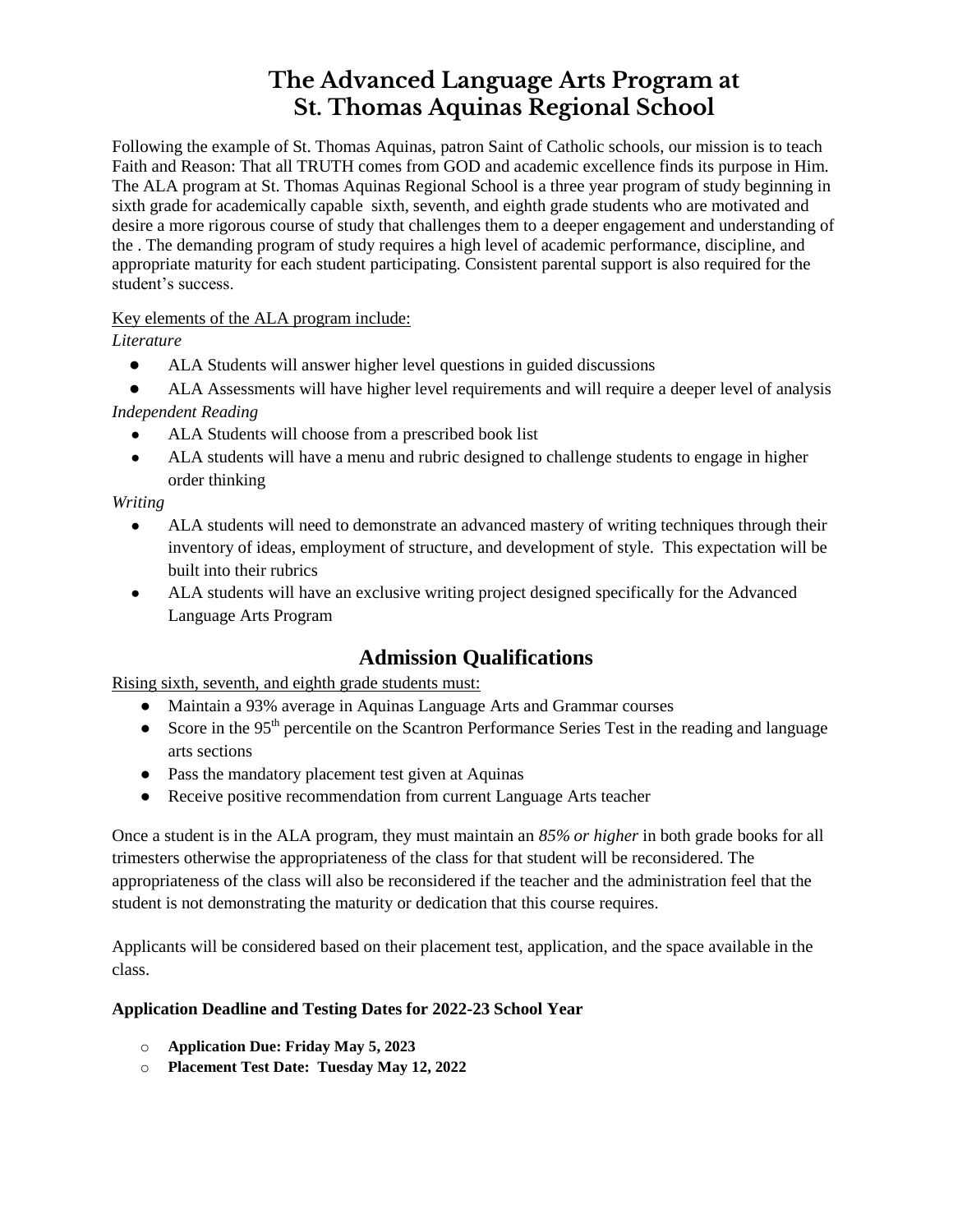# The Advanced Language Arts Program at St. Thomas Aquinas Regional School

Following the example of St. Thomas Aquinas, patron Saint of Catholic schools, our mission is to teach Faith and Reason: That all TRUTH comes from GOD and academic excellence finds its purpose in Him. The ALA program at St. Thomas Aquinas Regional School is a three year program of study beginning in sixth grade for academically capable sixth, seventh, and eighth grade students who are motivated and desire a more rigorous course of study that challenges them to a deeper engagement and understanding of the . The demanding program of study requires a high level of academic performance, discipline, and appropriate maturity for each student participating. Consistent parental support is also required for the student's success.

Key elements of the ALA program include:

*Literature*

- ALA Students will answer higher level questions in guided discussions
- ALA Assessments will have higher level requirements and will require a deeper level of analysis

*Independent Reading*

- ALA Students will choose from a prescribed book list
- ALA students will have a menu and rubric designed to challenge students to engage in higher order thinking

*Writing*

- ALA students will need to demonstrate an advanced mastery of writing techniques through their inventory of ideas, employment of structure, and development of style. This expectation will be built into their rubrics
- ALA students will have an exclusive writing project designed specifically for the Advanced Language Arts Program

## Admission Qualifications

Rising sixth, seventh, and eighth grade students must:

- Maintain a 93% average in Aquinas Language Arts and Grammar courses
- Score in the 95th percentile on the Scantron Performance Series Test in the reading and language arts sections
- Pass the mandatory placement test given at Aquinas
- Receive positive recommendation from current Language Arts teacher

Once a student is in the ALA program, they must maintain an *85% or higher* in both grade books for all trimesters otherwise the appropriateness of the class for that student will be reconsidered. The appropriateness of the class will also be reconsidered if the teacher and the administration feel that the student is not demonstrating the maturity or dedication that this course requires.

Applicants will be considered based on their placement test, application, and the space available in the class.

**Application Deadline and Testing Dates for 2022-23 School Year**

- **Application Due: Friday May 5, 2023**
- **Placement Test Date: Tuesday May 12, 2022**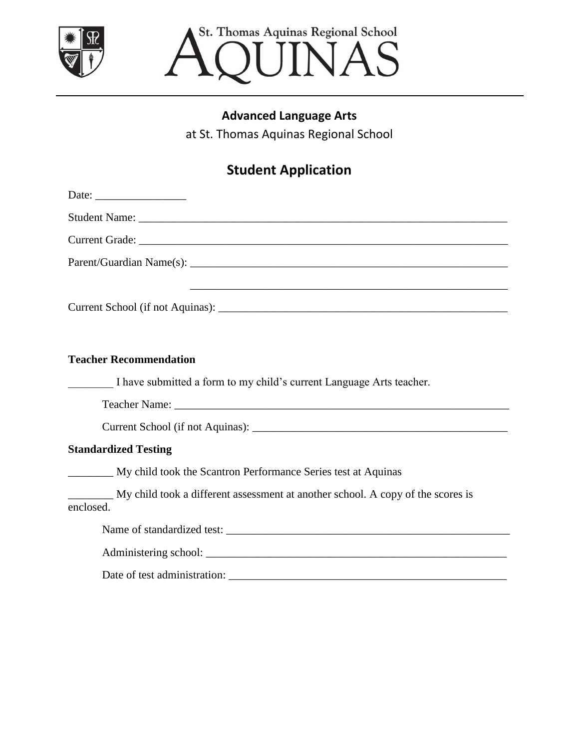St. Thomas Aquinas Regional School

# AQUINAS

## Advanced Language Arts

at St. Thomas Aquinas Regional School

## Student Application

Date: ________________

Student Name: ______________________________________________________________

Current Grade: ______________________________________________________________

Parent/Guardian Name(s): ______________________________________________________

______________________________________________________

Current School (if not Aquinas): ________________________________________________

**Teacher Recommendation**

________ I have submitted a form to my child's current Language Arts teacher.

Teacher Name: ______________________________________________________

Current School (if not Aquinas): ______________________________________

**Standardized Testing**

________ My child took the Scantron Performance Series test at Aquinas

________ My child took a different assessment at another school. A copy of the scores is enclosed.

Name of standardized test: ____________________________________________

Administering school: ________________________________________________

Date of test administration: ___________________________________________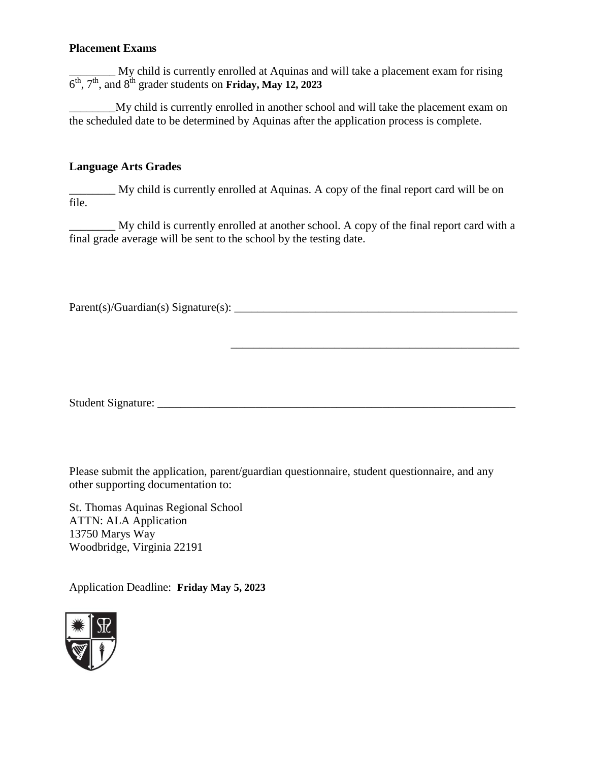**Placement Exams**

________ My child is currently enrolled at Aquinas and will take a placement exam for rising 6th, 7th, and 8th grader students on **Friday, May 12, 2023**

________My child is currently enrolled in another school and will take the placement exam on the scheduled date to be determined by Aquinas after the application process is complete.

**Language Arts Grades**

________ My child is currently enrolled at Aquinas. A copy of the final report card will be on file.

________ My child is currently enrolled at another school. A copy of the final report card with a final grade average will be sent to the school by the testing date.

Parent(s)/Guardian(s) Signature(s): ____________________________________________________

____________________________________________________

Student Signature: __________________________________________________________________

Please submit the application, parent/guardian questionnaire, student questionnaire, and any other supporting documentation to:

St. Thomas Aquinas Regional School
ATTN: ALA Application
13750 Marys Way
Woodbridge, Virginia 22191

Application Deadline: **Friday May 5, 2023**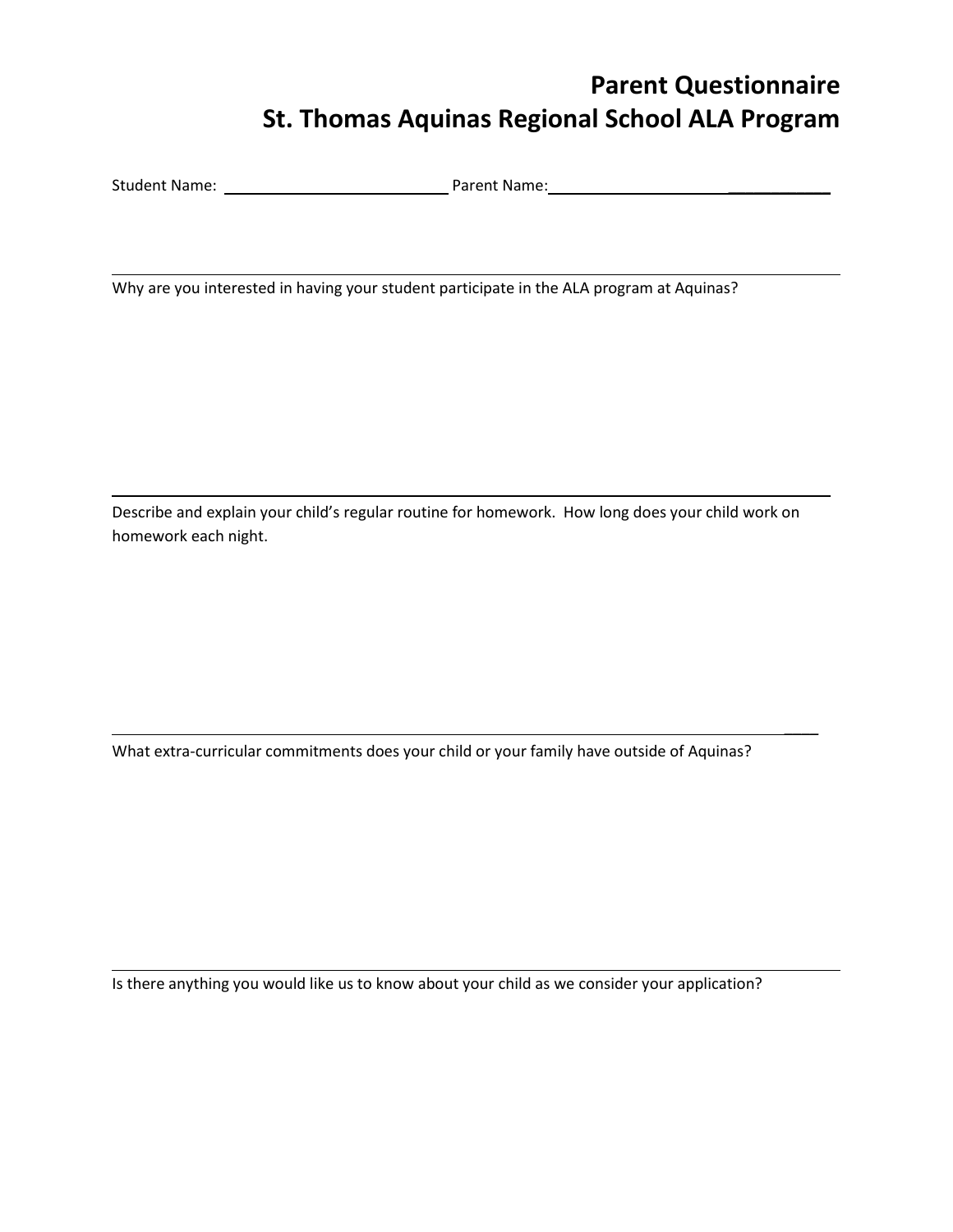# Parent Questionnaire
# St. Thomas Aquinas Regional School ALA Program

Student Name: ______________________ Parent Name: ______________________

---

Why are you interested in having your student participate in the ALA program at Aquinas?

---

Describe and explain your child's regular routine for homework. How long does your child work on homework each night.

---

What extra-curricular commitments does your child or your family have outside of Aquinas?

---

Is there anything you would like us to know about your child as we consider your application?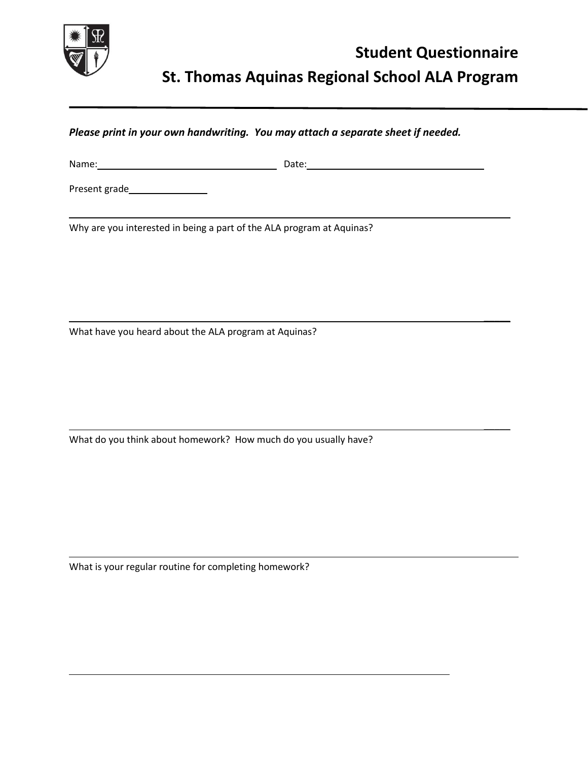# Student Questionnaire

# St. Thomas Aquinas Regional School ALA Program

---

***Please print in your own handwriting. You may attach a separate sheet if needed.***

Name:________________________________ Date:________________________________

Present grade______________

---

Why are you interested in being a part of the ALA program at Aquinas?

---

What have you heard about the ALA program at Aquinas?

---

What do you think about homework? How much do you usually have?

---

What is your regular routine for completing homework?

---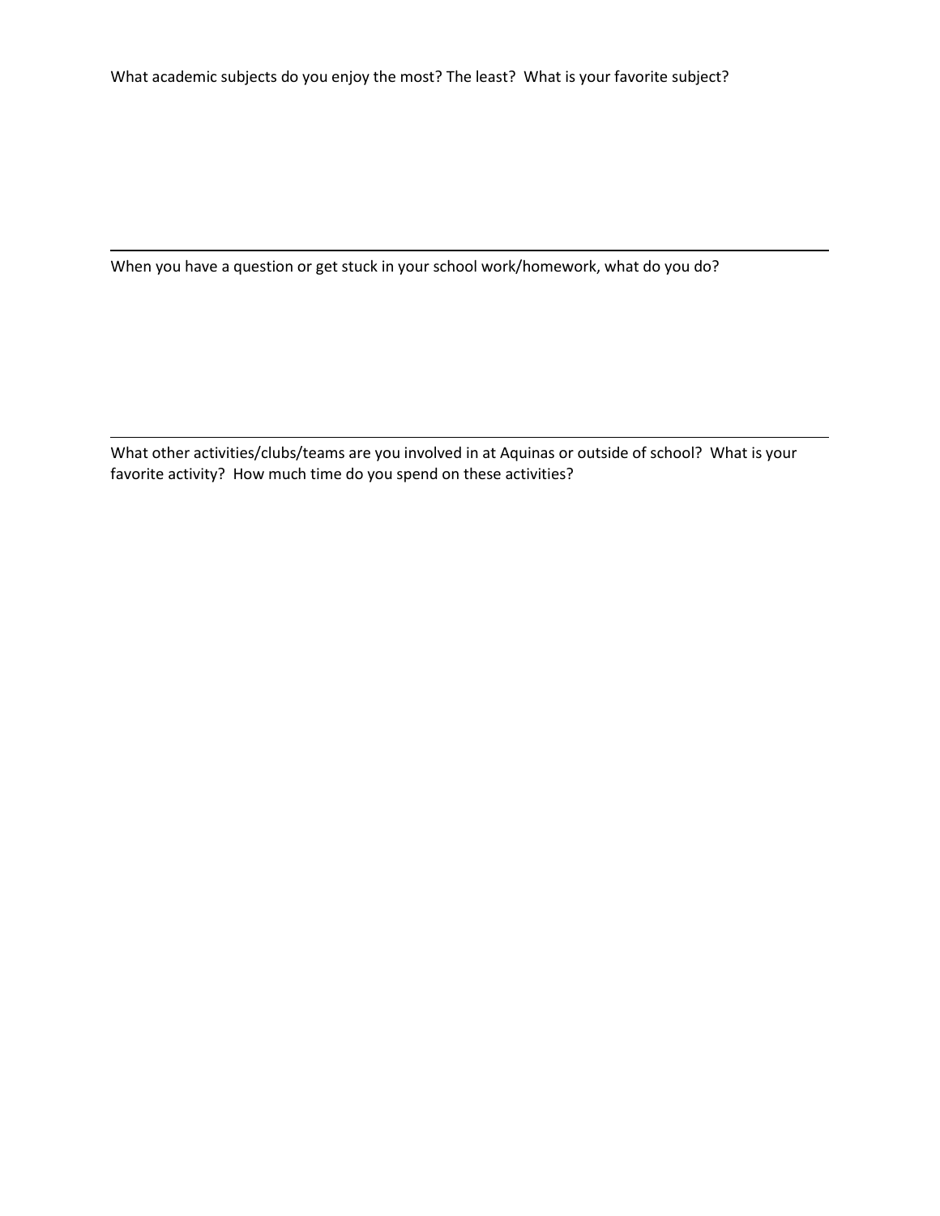What academic subjects do you enjoy the most? The least?  What is your favorite subject?

---

When you have a question or get stuck in your school work/homework, what do you do?

---

What other activities/clubs/teams are you involved in at Aquinas or outside of school?  What is your favorite activity?  How much time do you spend on these activities?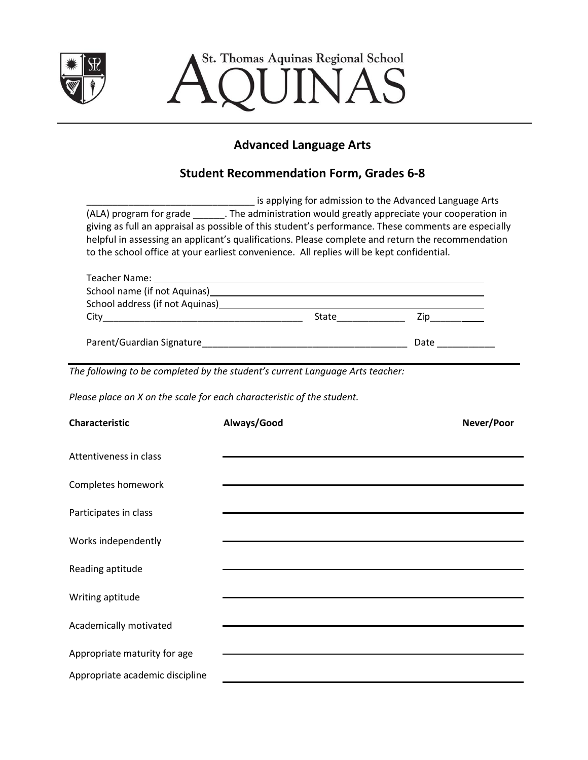St. Thomas Aquinas Regional School

# AQUINAS

## Advanced Language Arts

## Student Recommendation Form, Grades 6-8

________________________________ is applying for admission to the Advanced Language Arts (ALA) program for grade ______. The administration would greatly appreciate your cooperation in giving as full an appraisal as possible of this student's performance. These comments are especially helpful in assessing an applicant's qualifications. Please complete and return the recommendation to the school office at your earliest convenience. All replies will be kept confidential.

Teacher Name: ____________________________________________

School name (if not Aquinas)________________________________

School address (if not Aquinas)______________________________

City______________________________________ State_____________ Zip__________

Parent/Guardian Signature_______________________________________ Date ___________

*The following to be completed by the student's current Language Arts teacher:*

*Please place an X on the scale for each characteristic of the student.*

| Characteristic | Always/Good | Never/Poor |
|---|---|---|
| Attentiveness in class | | |
| Completes homework | | |
| Participates in class | | |
| Works independently | | |
| Reading aptitude | | |
| Writing aptitude | | |
| Academically motivated | | |
| Appropriate maturity for age | | |
| Appropriate academic discipline | | |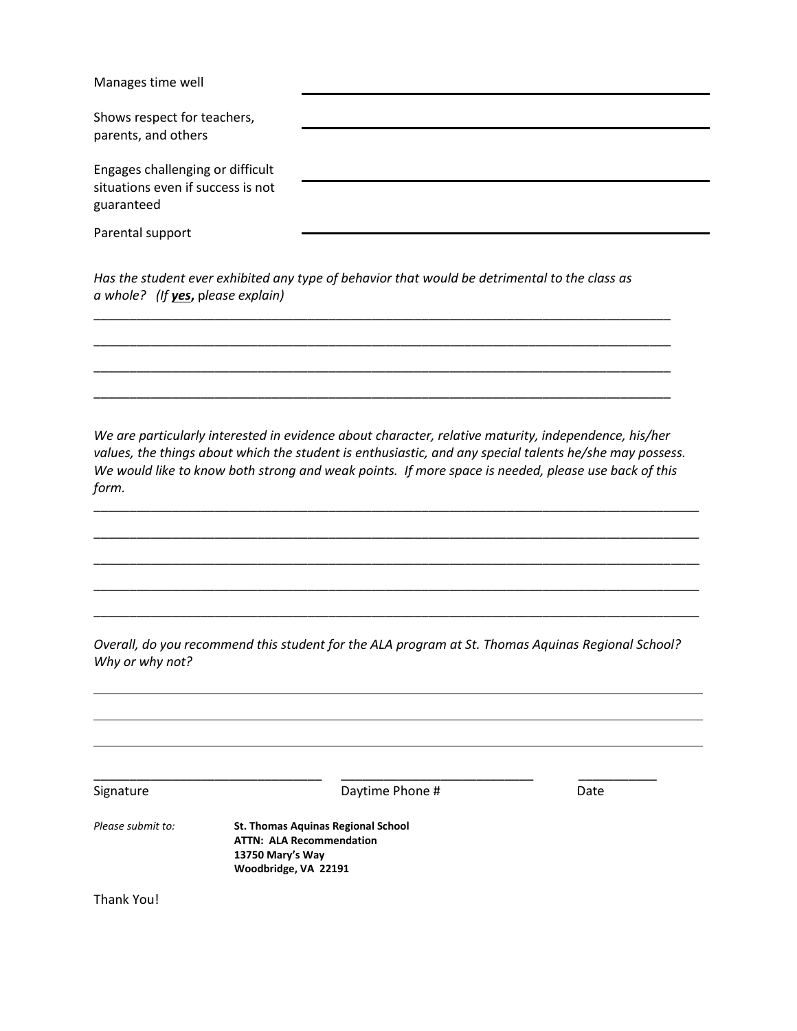| | |
|---|---|
| Manages time well | |
| Shows respect for teachers, parents, and others | |
| Engages challenging or difficult situations even if success is not guaranteed | |
| Parental support | |

*Has the student ever exhibited any type of behavior that would be detrimental to the class as a whole? (If **yes**, please explain)*

___________________________________________________________________________________

___________________________________________________________________________________

___________________________________________________________________________________

___________________________________________________________________________________

*We are particularly interested in evidence about character, relative maturity, independence, his/her values, the things about which the student is enthusiastic, and any special talents he/she may possess. We would like to know both strong and weak points. If more space is needed, please use back of this form.*

___________________________________________________________________________________

___________________________________________________________________________________

___________________________________________________________________________________

___________________________________________________________________________________

___________________________________________________________________________________

*Overall, do you recommend this student for the ALA program at St. Thomas Aquinas Regional School? Why or why not?*

___________________________________________________________________________________

___________________________________________________________________________________

___________________________________________________________________________________

________________________________ ___________________________ ___________

Signature Daytime Phone # Date

*Please submit to:*

**St. Thomas Aquinas Regional School**
**ATTN: ALA Recommendation**
**13750 Mary's Way**
**Woodbridge, VA 22191**

Thank You!